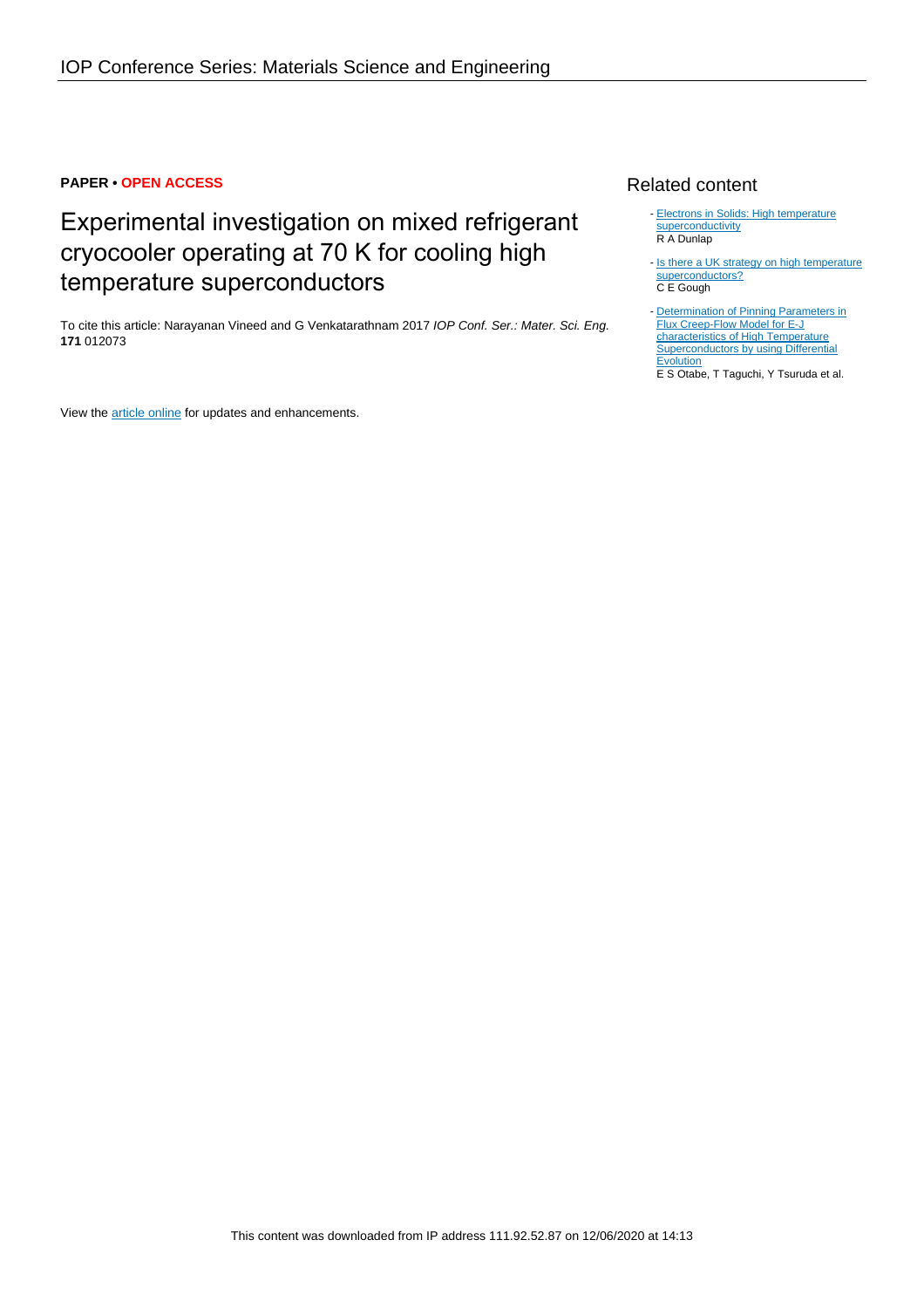**PAPER • OPEN ACCESS**

# Experimental investigation on mixed refrigerant cryocooler operating at 70 K for cooling high temperature superconductors

To cite this article: Narayanan Vineed and G Venkatarathnam 2017 *IOP Conf. Ser.: Mater. Sci. Eng.* **171** 012073

View the article online for updates and enhancements.

## Related content

- Electrons in Solids: High temperature superconductivity
  R A Dunlap
- Is there a UK strategy on high temperature superconductors?
  C E Gough
- Determination of Pinning Parameters in Flux Creep-Flow Model for E-J characteristics of High Temperature Superconductors by using Differential Evolution
  E S Otabe, T Taguchi, Y Tsuruda et al.

This content was downloaded from IP address 111.92.52.87 on 12/06/2020 at 14:13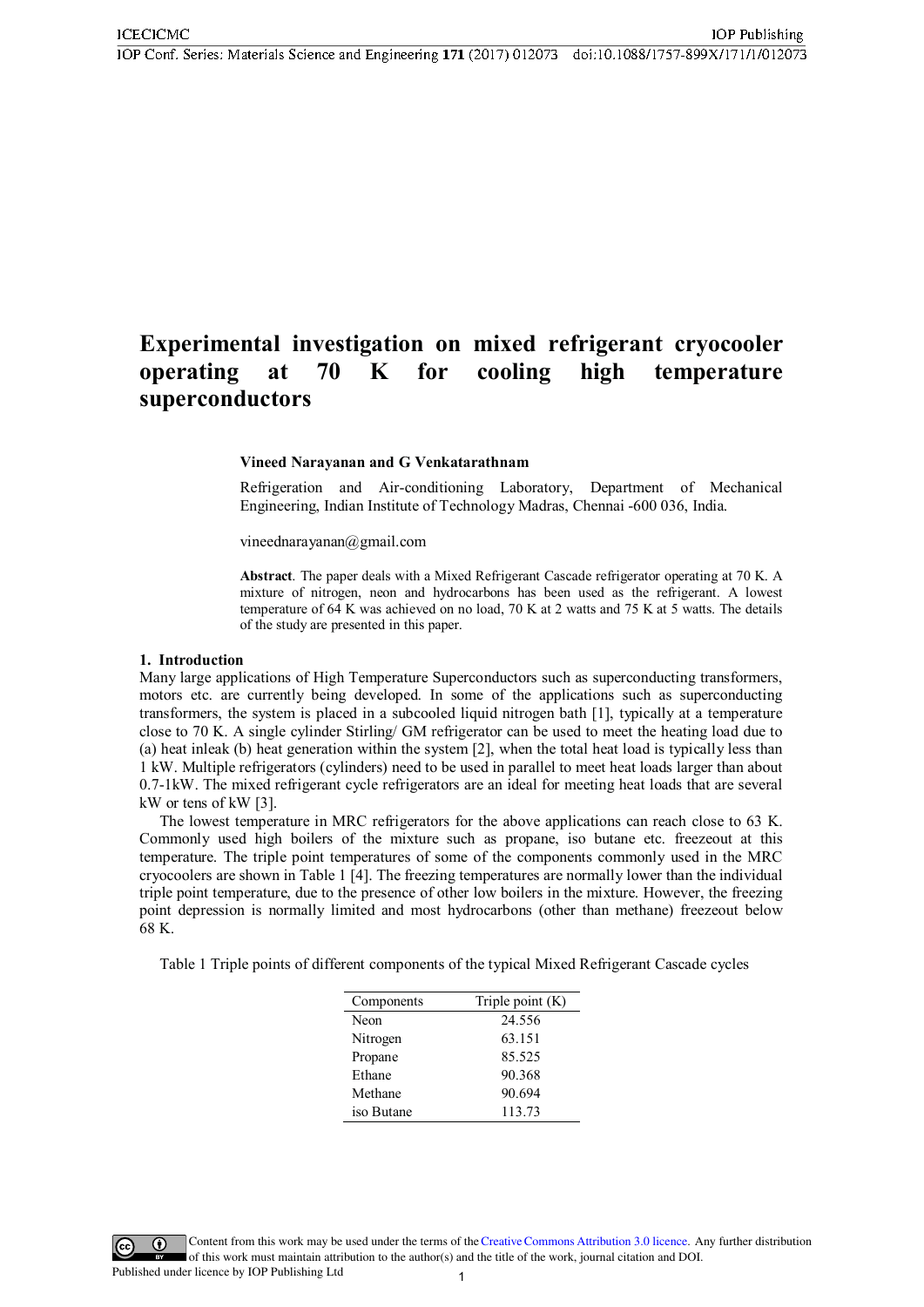# Experimental investigation on mixed refrigerant cryocooler operating at 70 K for cooling high temperature superconductors

**Vineed Narayanan and G Venkatarathnam**

Refrigeration and Air-conditioning Laboratory, Department of Mechanical Engineering, Indian Institute of Technology Madras, Chennai -600 036, India.

vineednarayanan@gmail.com

**Abstract**. The paper deals with a Mixed Refrigerant Cascade refrigerator operating at 70 K. A mixture of nitrogen, neon and hydrocarbons has been used as the refrigerant. A lowest temperature of 64 K was achieved on no load, 70 K at 2 watts and 75 K at 5 watts. The details of the study are presented in this paper.

## 1. Introduction

Many large applications of High Temperature Superconductors such as superconducting transformers, motors etc. are currently being developed. In some of the applications such as superconducting transformers, the system is placed in a subcooled liquid nitrogen bath [1], typically at a temperature close to 70 K. A single cylinder Stirling/ GM refrigerator can be used to meet the heating load due to (a) heat inleak (b) heat generation within the system [2], when the total heat load is typically less than 1 kW. Multiple refrigerators (cylinders) need to be used in parallel to meet heat loads larger than about 0.7-1kW. The mixed refrigerant cycle refrigerators are an ideal for meeting heat loads that are several kW or tens of kW [3].

The lowest temperature in MRC refrigerators for the above applications can reach close to 63 K. Commonly used high boilers of the mixture such as propane, iso butane etc. freezeout at this temperature. The triple point temperatures of some of the components commonly used in the MRC cryocoolers are shown in Table 1 [4]. The freezing temperatures are normally lower than the individual triple point temperature, due to the presence of other low boilers in the mixture. However, the freezing point depression is normally limited and most hydrocarbons (other than methane) freezeout below 68 K.

Table 1 Triple points of different components of the typical Mixed Refrigerant Cascade cycles

| Components | Triple point (K) |
|---|---|
| Neon | 24.556 |
| Nitrogen | 63.151 |
| Propane | 85.525 |
| Ethane | 90.368 |
| Methane | 90.694 |
| iso Butane | 113.73 |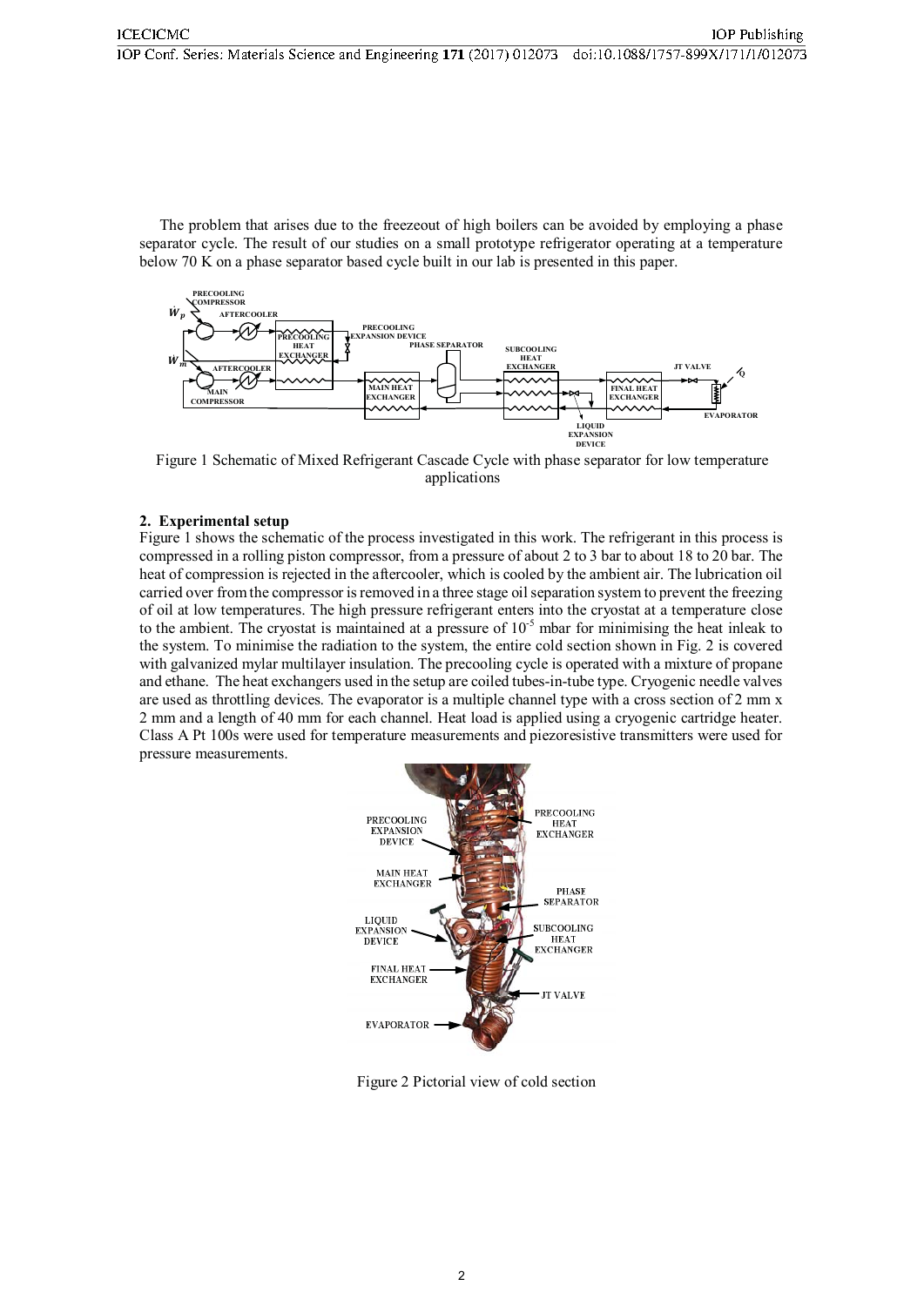The problem that arises due to the freezeout of high boilers can be avoided by employing a phase separator cycle. The result of our studies on a small prototype refrigerator operating at a temperature below 70 K on a phase separator based cycle built in our lab is presented in this paper.

Figure 1 Schematic of Mixed Refrigerant Cascade Cycle with phase separator for low temperature applications

## 2. Experimental setup

Figure 1 shows the schematic of the process investigated in this work. The refrigerant in this process is compressed in a rolling piston compressor, from a pressure of about 2 to 3 bar to about 18 to 20 bar. The heat of compression is rejected in the aftercooler, which is cooled by the ambient air. The lubrication oil carried over from the compressor is removed in a three stage oil separation system to prevent the freezing of oil at low temperatures. The high pressure refrigerant enters into the cryostat at a temperature close to the ambient. The cryostat is maintained at a pressure of $10^{-5}$ mbar for minimising the heat inleak to the system. To minimise the radiation to the system, the entire cold section shown in Fig. 2 is covered with galvanized mylar multilayer insulation. The precooling cycle is operated with a mixture of propane and ethane. The heat exchangers used in the setup are coiled tubes-in-tube type. Cryogenic needle valves are used as throttling devices. The evaporator is a multiple channel type with a cross section of 2 mm x 2 mm and a length of 40 mm for each channel. Heat load is applied using a cryogenic cartridge heater. Class A Pt 100s were used for temperature measurements and piezoresistive transmitters were used for pressure measurements.

Figure 2 Pictorial view of cold section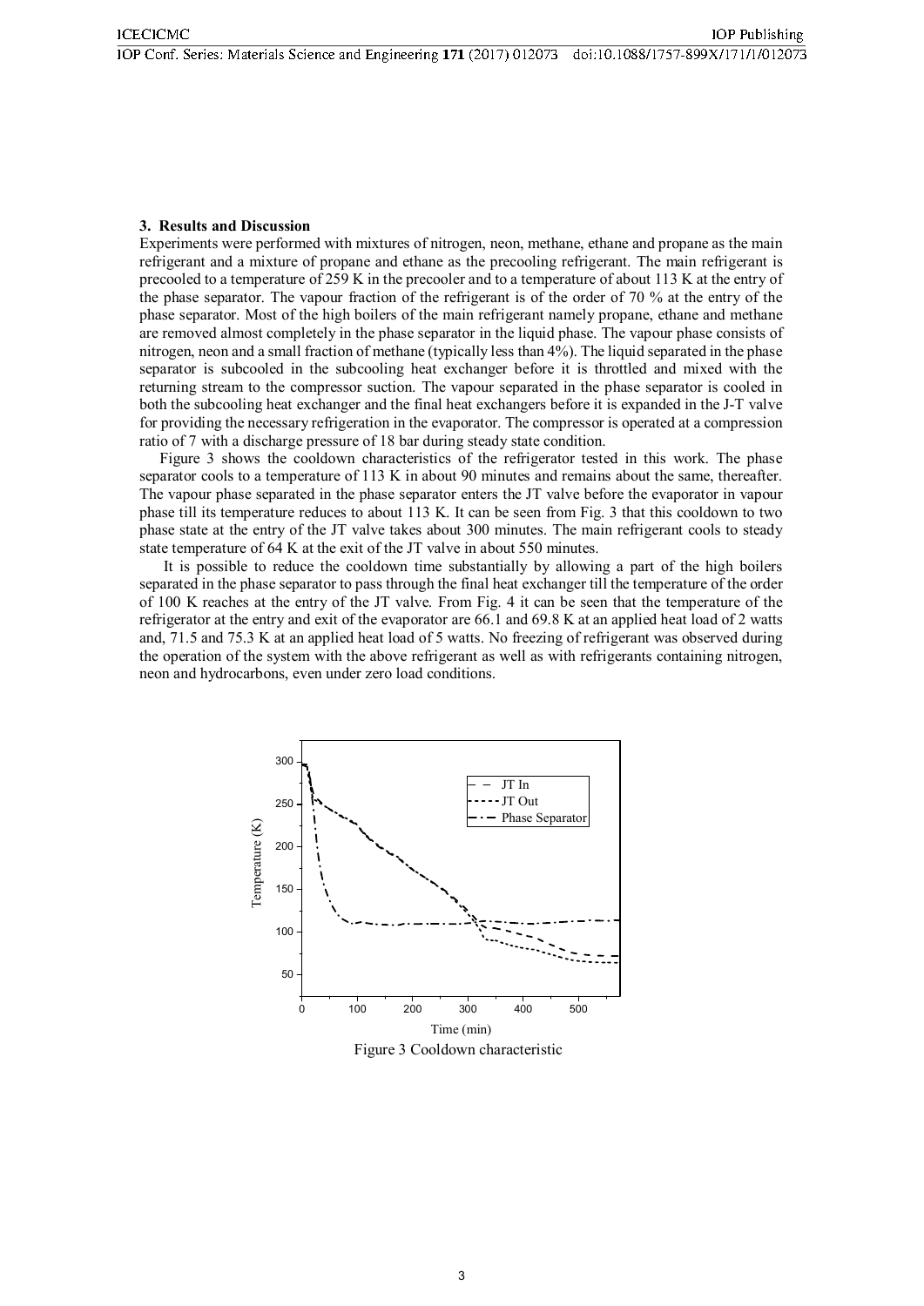## 3. Results and Discussion

Experiments were performed with mixtures of nitrogen, neon, methane, ethane and propane as the main refrigerant and a mixture of propane and ethane as the precooling refrigerant. The main refrigerant is precooled to a temperature of 259 K in the precooler and to a temperature of about 113 K at the entry of the phase separator. The vapour fraction of the refrigerant is of the order of 70 % at the entry of the phase separator. Most of the high boilers of the main refrigerant namely propane, ethane and methane are removed almost completely in the phase separator in the liquid phase. The vapour phase consists of nitrogen, neon and a small fraction of methane (typically less than 4%). The liquid separated in the phase separator is subcooled in the subcooling heat exchanger before it is throttled and mixed with the returning stream to the compressor suction. The vapour separated in the phase separator is cooled in both the subcooling heat exchanger and the final heat exchangers before it is expanded in the J-T valve for providing the necessary refrigeration in the evaporator. The compressor is operated at a compression ratio of 7 with a discharge pressure of 18 bar during steady state condition.

Figure 3 shows the cooldown characteristics of the refrigerator tested in this work. The phase separator cools to a temperature of 113 K in about 90 minutes and remains about the same, thereafter. The vapour phase separated in the phase separator enters the JT valve before the evaporator in vapour phase till its temperature reduces to about 113 K. It can be seen from Fig. 3 that this cooldown to two phase state at the entry of the JT valve takes about 300 minutes. The main refrigerant cools to steady state temperature of 64 K at the exit of the JT valve in about 550 minutes.

It is possible to reduce the cooldown time substantially by allowing a part of the high boilers separated in the phase separator to pass through the final heat exchanger till the temperature of the order of 100 K reaches at the entry of the JT valve. From Fig. 4 it can be seen that the temperature of the refrigerator at the entry and exit of the evaporator are 66.1 and 69.8 K at an applied heat load of 2 watts and, 71.5 and 75.3 K at an applied heat load of 5 watts. No freezing of refrigerant was observed during the operation of the system with the above refrigerant as well as with refrigerants containing nitrogen, neon and hydrocarbons, even under zero load conditions.

Figure 3 Cooldown characteristic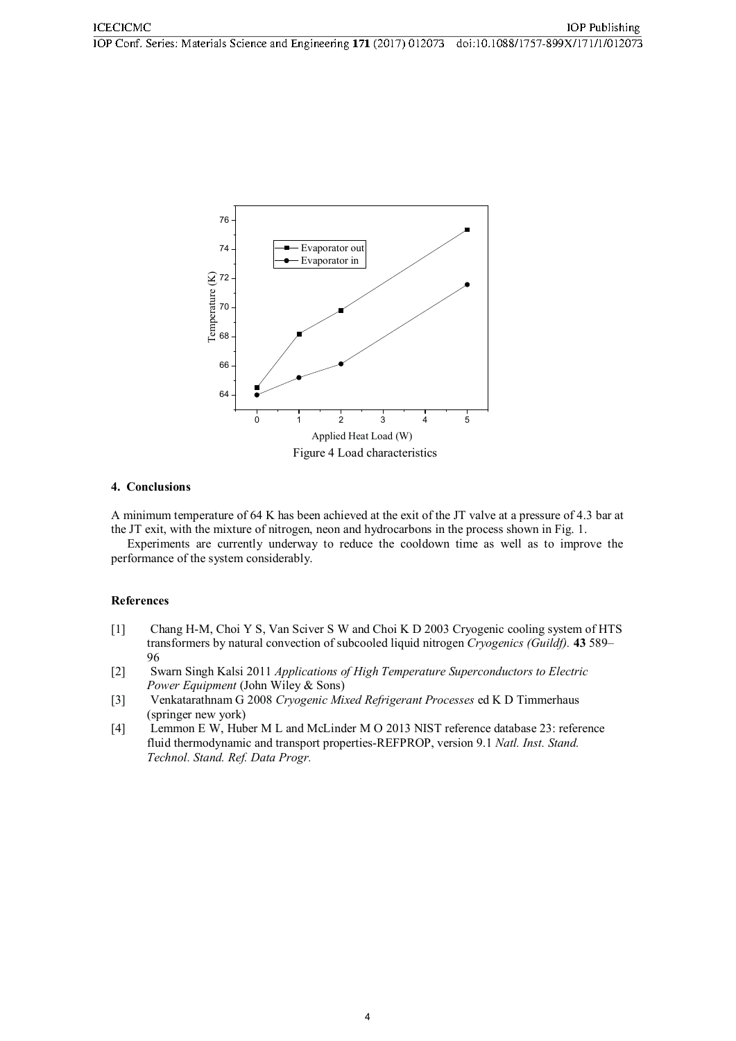76
74
72
70
68
66
64

Temperature (K)

0 1 2 3 4 5

Applied Heat Load (W)

Evaporator out
Evaporator in

Figure 4 Load characteristics

## 4. Conclusions

A minimum temperature of 64 K has been achieved at the exit of the JT valve at a pressure of 4.3 bar at the JT exit, with the mixture of nitrogen, neon and hydrocarbons in the process shown in Fig. 1.

Experiments are currently underway to reduce the cooldown time as well as to improve the performance of the system considerably.

## References

[1] Chang H-M, Choi Y S, Van Sciver S W and Choi K D 2003 Cryogenic cooling system of HTS transformers by natural convection of subcooled liquid nitrogen *Cryogenics (Guildf).* **43** 589–96

[2] Swarn Singh Kalsi 2011 *Applications of High Temperature Superconductors to Electric Power Equipment* (John Wiley & Sons)

[3] Venkatarathnam G 2008 *Cryogenic Mixed Refrigerant Processes* ed K D Timmerhaus (springer new york)

[4] Lemmon E W, Huber M L and McLinder M O 2013 NIST reference database 23: reference fluid thermodynamic and transport properties-REFPROP, version 9.1 *Natl. Inst. Stand. Technol. Stand. Ref. Data Progr.*